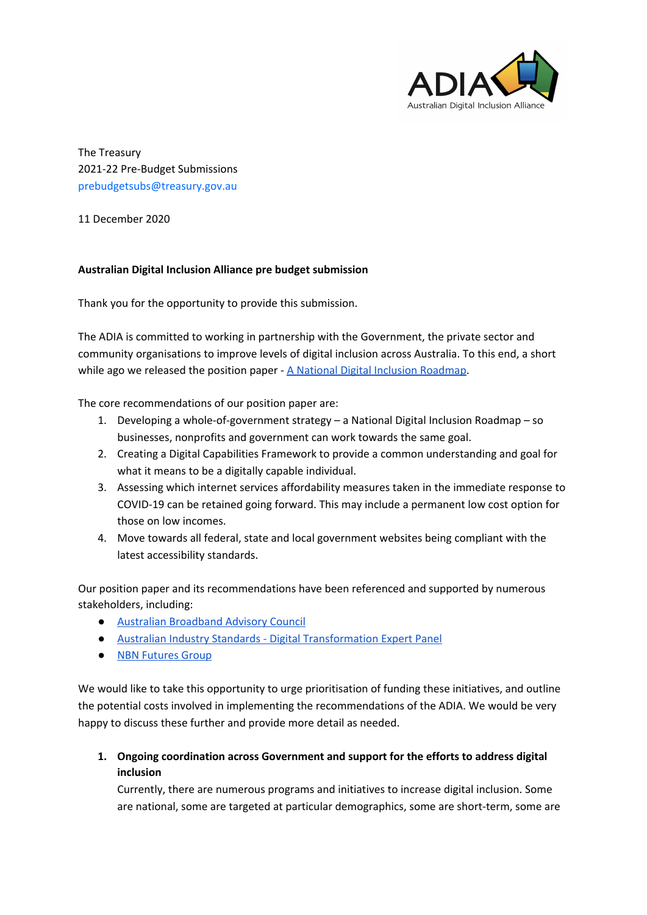ADIA
Australian Digital Inclusion Alliance

The Treasury
2021-22 Pre-Budget Submissions
prebudgetsubs@treasury.gov.au

11 December 2020

**Australian Digital Inclusion Alliance pre budget submission**

Thank you for the opportunity to provide this submission.

The ADIA is committed to working in partnership with the Government, the private sector and community organisations to improve levels of digital inclusion across Australia. To this end, a short while ago we released the position paper - A National Digital Inclusion Roadmap.

The core recommendations of our position paper are:

1. Developing a whole-of-government strategy – a National Digital Inclusion Roadmap – so businesses, nonprofits and government can work towards the same goal.
2. Creating a Digital Capabilities Framework to provide a common understanding and goal for what it means to be a digitally capable individual.
3. Assessing which internet services affordability measures taken in the immediate response to COVID-19 can be retained going forward. This may include a permanent low cost option for those on low incomes.
4. Move towards all federal, state and local government websites being compliant with the latest accessibility standards.

Our position paper and its recommendations have been referenced and supported by numerous stakeholders, including:

- Australian Broadband Advisory Council
- Australian Industry Standards - Digital Transformation Expert Panel
- NBN Futures Group

We would like to take this opportunity to urge prioritisation of funding these initiatives, and outline the potential costs involved in implementing the recommendations of the ADIA. We would be very happy to discuss these further and provide more detail as needed.

1. **Ongoing coordination across Government and support for the efforts to address digital inclusion**

   Currently, there are numerous programs and initiatives to increase digital inclusion. Some are national, some are targeted at particular demographics, some are short-term, some are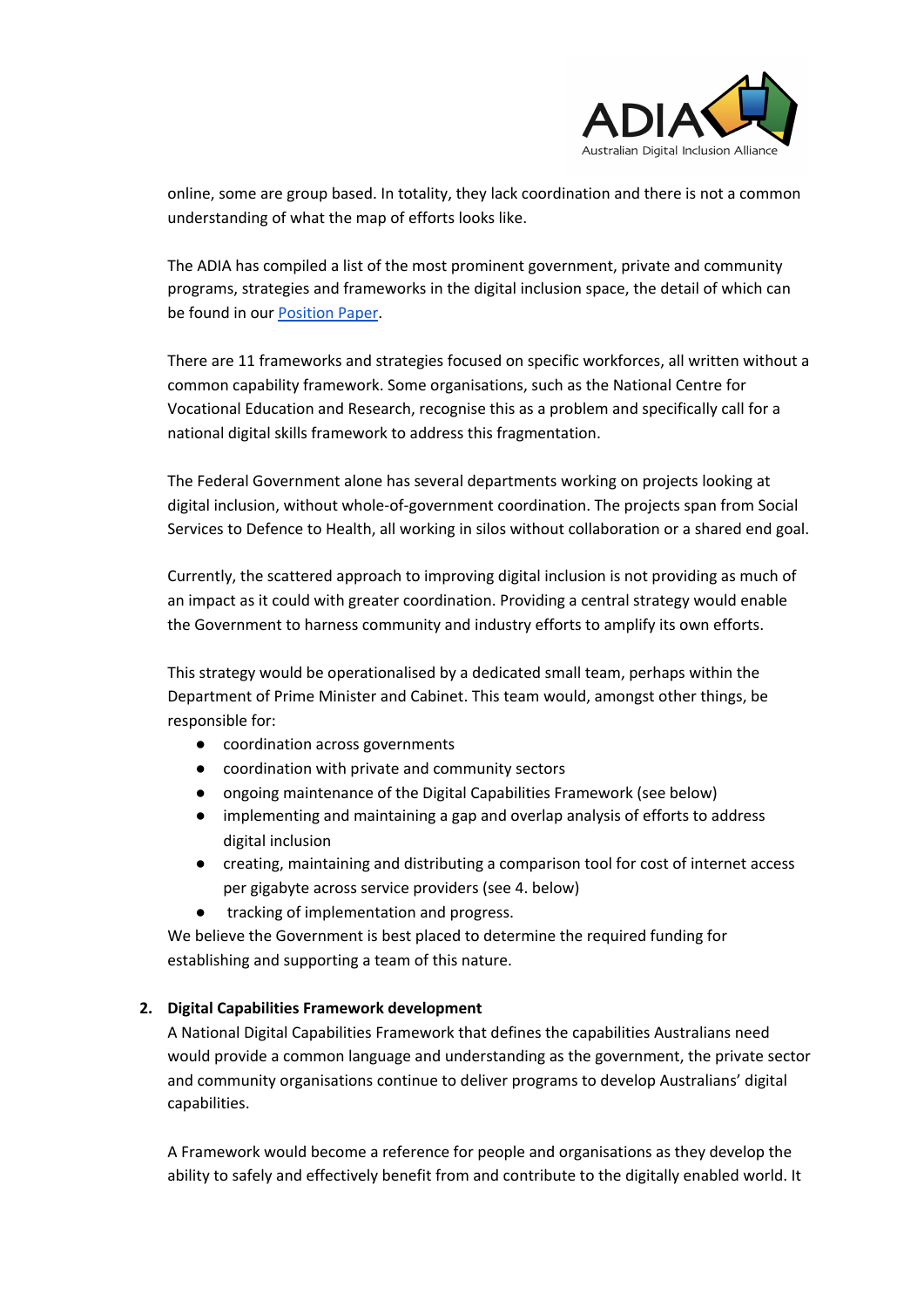online, some are group based. In totality, they lack coordination and there is not a common understanding of what the map of efforts looks like.

The ADIA has compiled a list of the most prominent government, private and community programs, strategies and frameworks in the digital inclusion space, the detail of which can be found in our Position Paper.

There are 11 frameworks and strategies focused on specific workforces, all written without a common capability framework. Some organisations, such as the National Centre for Vocational Education and Research, recognise this as a problem and specifically call for a national digital skills framework to address this fragmentation.

The Federal Government alone has several departments working on projects looking at digital inclusion, without whole-of-government coordination. The projects span from Social Services to Defence to Health, all working in silos without collaboration or a shared end goal.

Currently, the scattered approach to improving digital inclusion is not providing as much of an impact as it could with greater coordination. Providing a central strategy would enable the Government to harness community and industry efforts to amplify its own efforts.

This strategy would be operationalised by a dedicated small team, perhaps within the Department of Prime Minister and Cabinet. This team would, amongst other things, be responsible for:

- coordination across governments
- coordination with private and community sectors
- ongoing maintenance of the Digital Capabilities Framework (see below)
- implementing and maintaining a gap and overlap analysis of efforts to address digital inclusion
- creating, maintaining and distributing a comparison tool for cost of internet access per gigabyte across service providers (see 4. below)
- tracking of implementation and progress.

We believe the Government is best placed to determine the required funding for establishing and supporting a team of this nature.

2. **Digital Capabilities Framework development**

A National Digital Capabilities Framework that defines the capabilities Australians need would provide a common language and understanding as the government, the private sector and community organisations continue to deliver programs to develop Australians' digital capabilities.

A Framework would become a reference for people and organisations as they develop the ability to safely and effectively benefit from and contribute to the digitally enabled world. It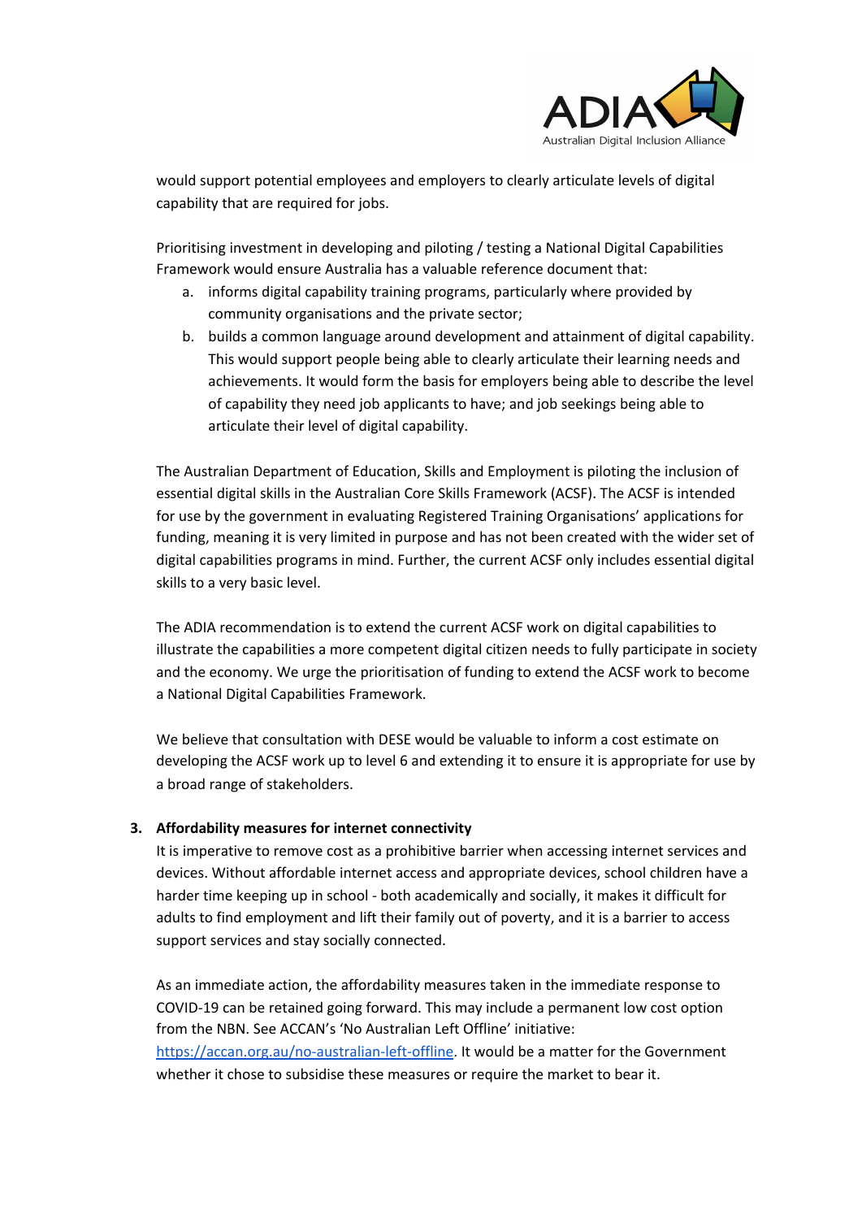would support potential employees and employers to clearly articulate levels of digital capability that are required for jobs.

Prioritising investment in developing and piloting / testing a National Digital Capabilities Framework would ensure Australia has a valuable reference document that:

a. informs digital capability training programs, particularly where provided by community organisations and the private sector;
b. builds a common language around development and attainment of digital capability. This would support people being able to clearly articulate their learning needs and achievements. It would form the basis for employers being able to describe the level of capability they need job applicants to have; and job seekings being able to articulate their level of digital capability.

The Australian Department of Education, Skills and Employment is piloting the inclusion of essential digital skills in the Australian Core Skills Framework (ACSF). The ACSF is intended for use by the government in evaluating Registered Training Organisations' applications for funding, meaning it is very limited in purpose and has not been created with the wider set of digital capabilities programs in mind. Further, the current ACSF only includes essential digital skills to a very basic level.

The ADIA recommendation is to extend the current ACSF work on digital capabilities to illustrate the capabilities a more competent digital citizen needs to fully participate in society and the economy. We urge the prioritisation of funding to extend the ACSF work to become a National Digital Capabilities Framework.

We believe that consultation with DESE would be valuable to inform a cost estimate on developing the ACSF work up to level 6 and extending it to ensure it is appropriate for use by a broad range of stakeholders.

**3. Affordability measures for internet connectivity**

It is imperative to remove cost as a prohibitive barrier when accessing internet services and devices. Without affordable internet access and appropriate devices, school children have a harder time keeping up in school - both academically and socially, it makes it difficult for adults to find employment and lift their family out of poverty, and it is a barrier to access support services and stay socially connected.

As an immediate action, the affordability measures taken in the immediate response to COVID-19 can be retained going forward. This may include a permanent low cost option from the NBN. See ACCAN's 'No Australian Left Offline' initiative: https://accan.org.au/no-australian-left-offline. It would be a matter for the Government whether it chose to subsidise these measures or require the market to bear it.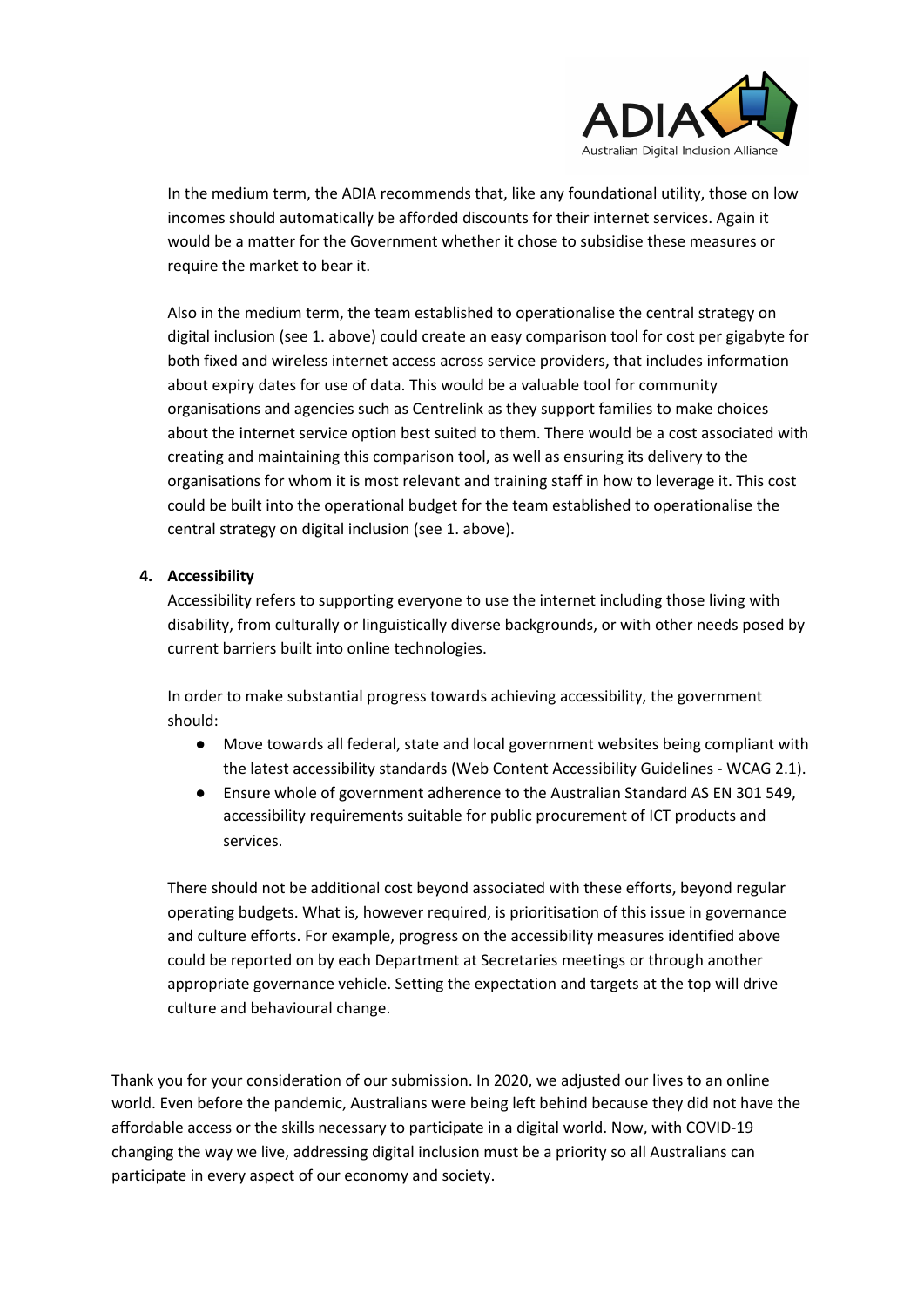In the medium term, the ADIA recommends that, like any foundational utility, those on low incomes should automatically be afforded discounts for their internet services. Again it would be a matter for the Government whether it chose to subsidise these measures or require the market to bear it.

Also in the medium term, the team established to operationalise the central strategy on digital inclusion (see 1. above) could create an easy comparison tool for cost per gigabyte for both fixed and wireless internet access across service providers, that includes information about expiry dates for use of data. This would be a valuable tool for community organisations and agencies such as Centrelink as they support families to make choices about the internet service option best suited to them. There would be a cost associated with creating and maintaining this comparison tool, as well as ensuring its delivery to the organisations for whom it is most relevant and training staff in how to leverage it. This cost could be built into the operational budget for the team established to operationalise the central strategy on digital inclusion (see 1. above).

4. **Accessibility**

   Accessibility refers to supporting everyone to use the internet including those living with disability, from culturally or linguistically diverse backgrounds, or with other needs posed by current barriers built into online technologies.

   In order to make substantial progress towards achieving accessibility, the government should:

   - Move towards all federal, state and local government websites being compliant with the latest accessibility standards (Web Content Accessibility Guidelines - WCAG 2.1).
   - Ensure whole of government adherence to the Australian Standard AS EN 301 549, accessibility requirements suitable for public procurement of ICT products and services.

   There should not be additional cost beyond associated with these efforts, beyond regular operating budgets. What is, however required, is prioritisation of this issue in governance and culture efforts. For example, progress on the accessibility measures identified above could be reported on by each Department at Secretaries meetings or through another appropriate governance vehicle. Setting the expectation and targets at the top will drive culture and behavioural change.

Thank you for your consideration of our submission. In 2020, we adjusted our lives to an online world. Even before the pandemic, Australians were being left behind because they did not have the affordable access or the skills necessary to participate in a digital world. Now, with COVID-19 changing the way we live, addressing digital inclusion must be a priority so all Australians can participate in every aspect of our economy and society.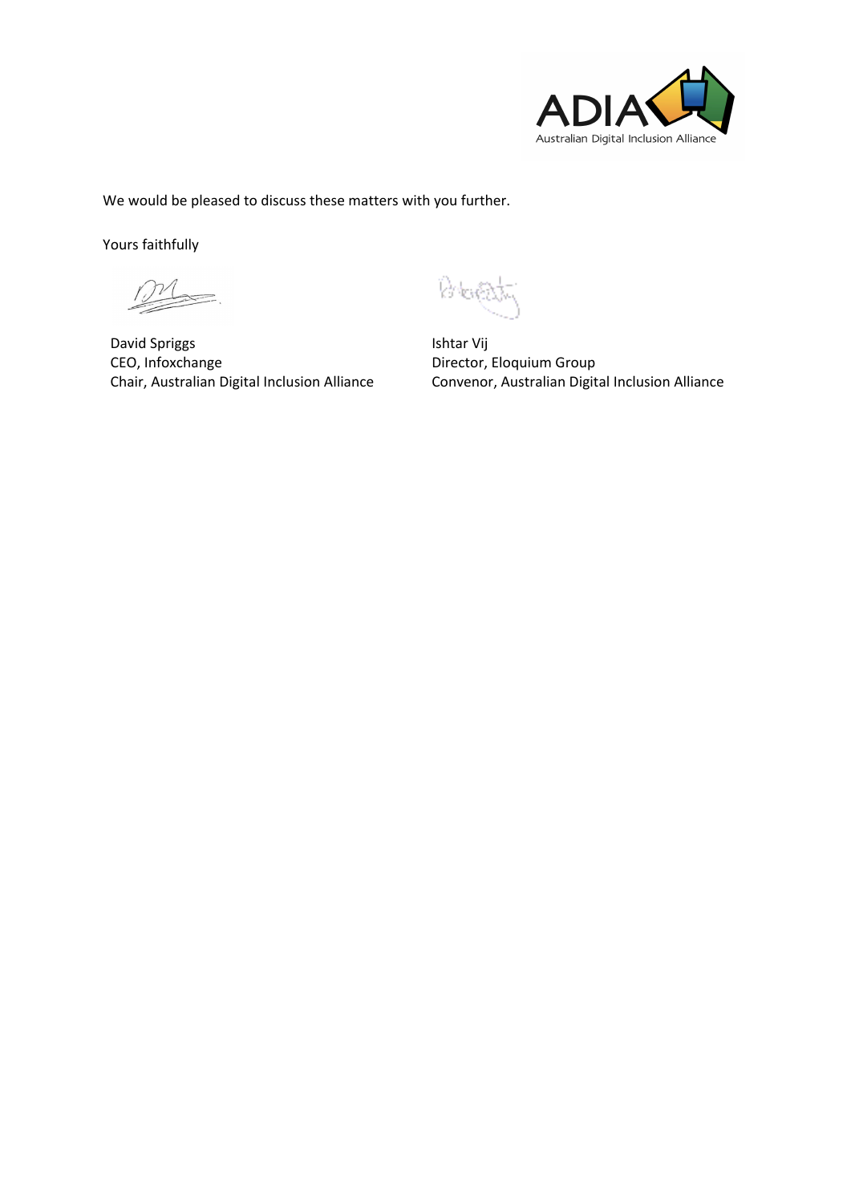We would be pleased to discuss these matters with you further.

Yours faithfully

David Spriggs
CEO, Infoxchange
Chair, Australian Digital Inclusion Alliance

Ishtar Vij
Director, Eloquium Group
Convenor, Australian Digital Inclusion Alliance